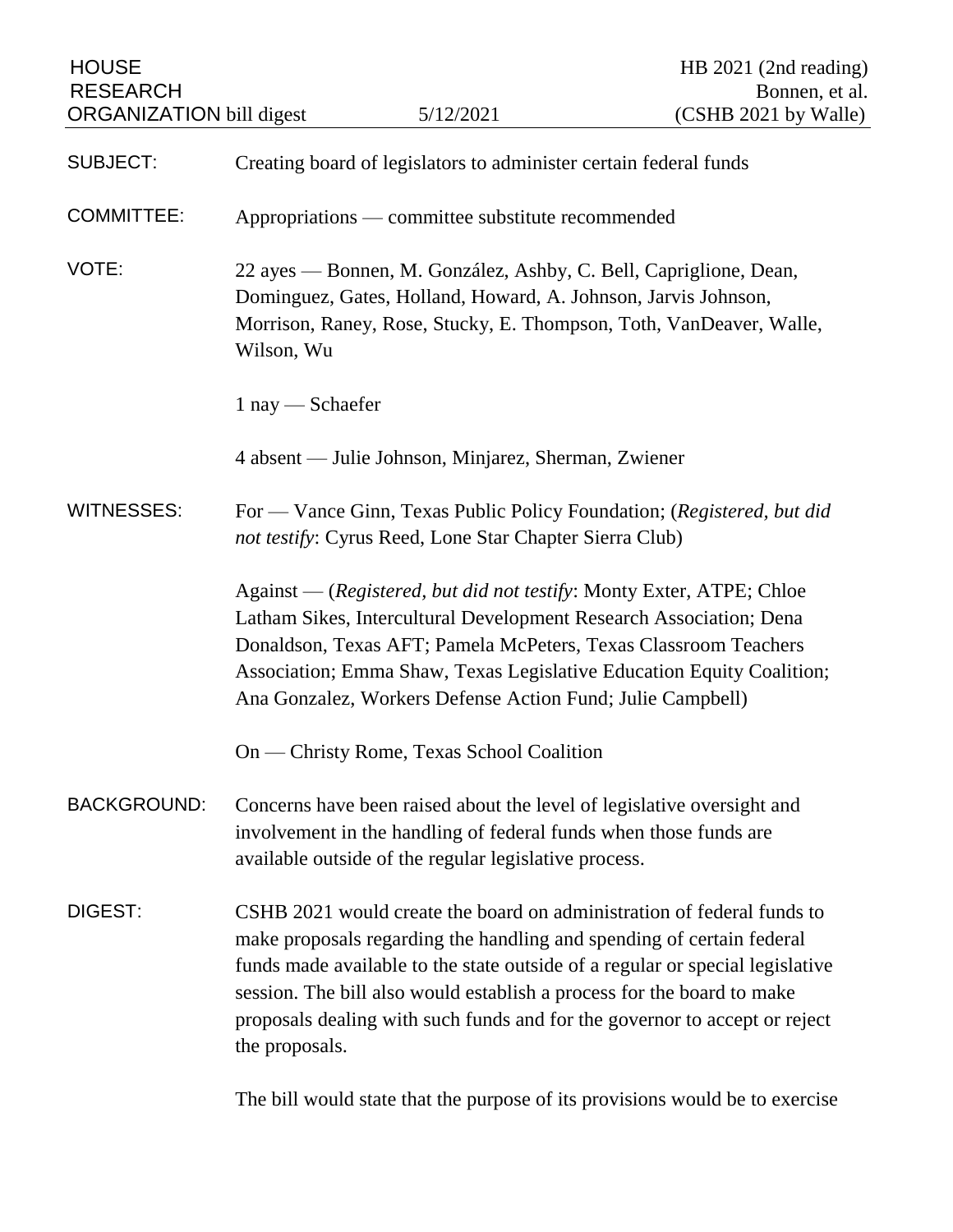HOUSE RESEARCH ORGANIZATION bill digest — 5/12/2021 — HB 2021 (2nd reading) Bonnen, et al. (CSHB 2021 by Walle)

**SUBJECT:** Creating board of legislators to administer certain federal funds

**COMMITTEE:** Appropriations — committee substitute recommended

**VOTE:** 22 ayes — Bonnen, M. González, Ashby, C. Bell, Capriglione, Dean, Dominguez, Gates, Holland, Howard, A. Johnson, Jarvis Johnson, Morrison, Raney, Rose, Stucky, E. Thompson, Toth, VanDeaver, Walle, Wilson, Wu

1 nay — Schaefer

4 absent — Julie Johnson, Minjarez, Sherman, Zwiener

**WITNESSES:** For — Vance Ginn, Texas Public Policy Foundation; (*Registered, but did not testify*: Cyrus Reed, Lone Star Chapter Sierra Club)

Against — (*Registered, but did not testify*: Monty Exter, ATPE; Chloe Latham Sikes, Intercultural Development Research Association; Dena Donaldson, Texas AFT; Pamela McPeters, Texas Classroom Teachers Association; Emma Shaw, Texas Legislative Education Equity Coalition; Ana Gonzalez, Workers Defense Action Fund; Julie Campbell)

On — Christy Rome, Texas School Coalition

**BACKGROUND:** Concerns have been raised about the level of legislative oversight and involvement in the handling of federal funds when those funds are available outside of the regular legislative process.

**DIGEST:** CSHB 2021 would create the board on administration of federal funds to make proposals regarding the handling and spending of certain federal funds made available to the state outside of a regular or special legislative session. The bill also would establish a process for the board to make proposals dealing with such funds and for the governor to accept or reject the proposals.

The bill would state that the purpose of its provisions would be to exercise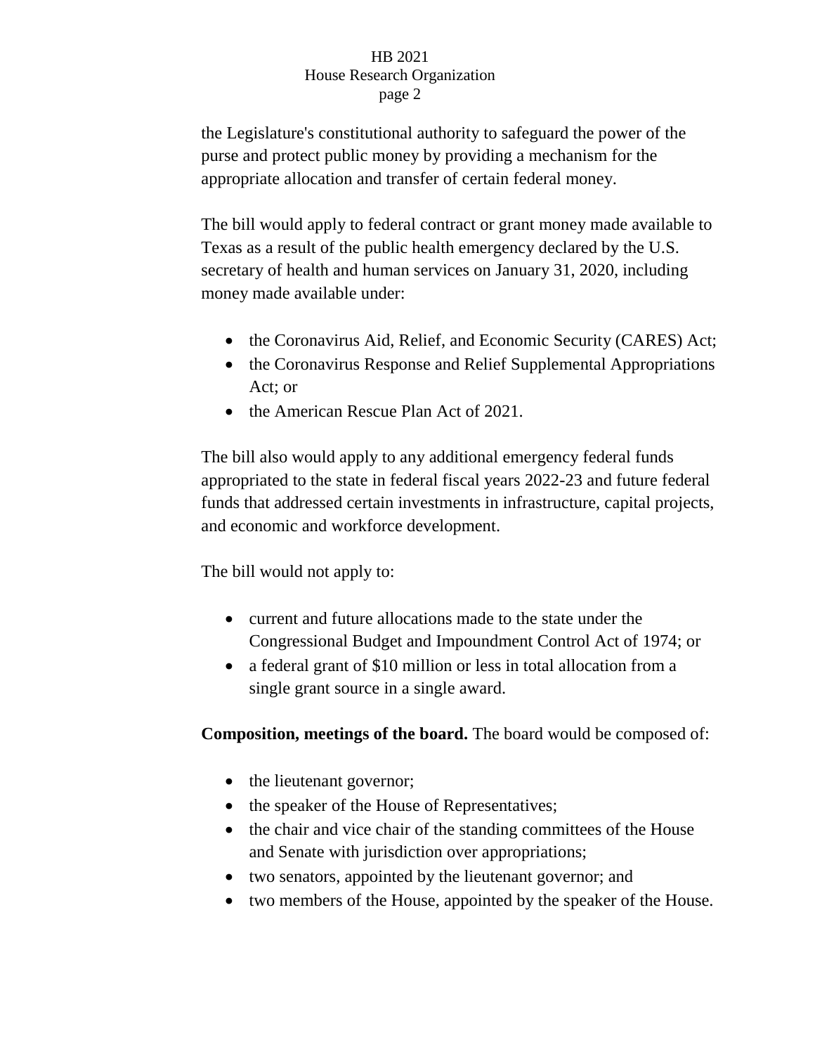the Legislature's constitutional authority to safeguard the power of the purse and protect public money by providing a mechanism for the appropriate allocation and transfer of certain federal money.

The bill would apply to federal contract or grant money made available to Texas as a result of the public health emergency declared by the U.S. secretary of health and human services on January 31, 2020, including money made available under:

- the Coronavirus Aid, Relief, and Economic Security (CARES) Act;
- the Coronavirus Response and Relief Supplemental Appropriations Act; or
- the American Rescue Plan Act of 2021.

The bill also would apply to any additional emergency federal funds appropriated to the state in federal fiscal years 2022-23 and future federal funds that addressed certain investments in infrastructure, capital projects, and economic and workforce development.

The bill would not apply to:

- current and future allocations made to the state under the Congressional Budget and Impoundment Control Act of 1974; or
- a federal grant of $10 million or less in total allocation from a single grant source in a single award.

**Composition, meetings of the board.** The board would be composed of:

- the lieutenant governor;
- the speaker of the House of Representatives;
- the chair and vice chair of the standing committees of the House and Senate with jurisdiction over appropriations;
- two senators, appointed by the lieutenant governor; and
- two members of the House, appointed by the speaker of the House.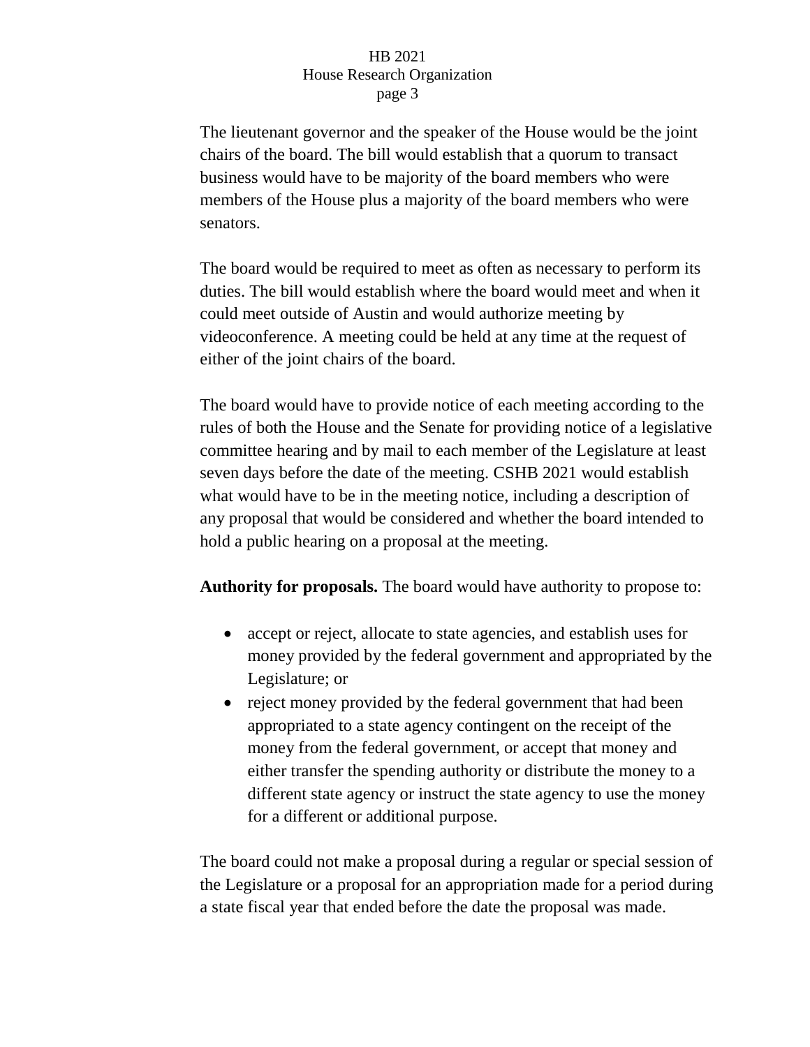The lieutenant governor and the speaker of the House would be the joint chairs of the board. The bill would establish that a quorum to transact business would have to be majority of the board members who were members of the House plus a majority of the board members who were senators.

The board would be required to meet as often as necessary to perform its duties. The bill would establish where the board would meet and when it could meet outside of Austin and would authorize meeting by videoconference. A meeting could be held at any time at the request of either of the joint chairs of the board.

The board would have to provide notice of each meeting according to the rules of both the House and the Senate for providing notice of a legislative committee hearing and by mail to each member of the Legislature at least seven days before the date of the meeting. CSHB 2021 would establish what would have to be in the meeting notice, including a description of any proposal that would be considered and whether the board intended to hold a public hearing on a proposal at the meeting.

**Authority for proposals.** The board would have authority to propose to:

- accept or reject, allocate to state agencies, and establish uses for money provided by the federal government and appropriated by the Legislature; or
- reject money provided by the federal government that had been appropriated to a state agency contingent on the receipt of the money from the federal government, or accept that money and either transfer the spending authority or distribute the money to a different state agency or instruct the state agency to use the money for a different or additional purpose.

The board could not make a proposal during a regular or special session of the Legislature or a proposal for an appropriation made for a period during a state fiscal year that ended before the date the proposal was made.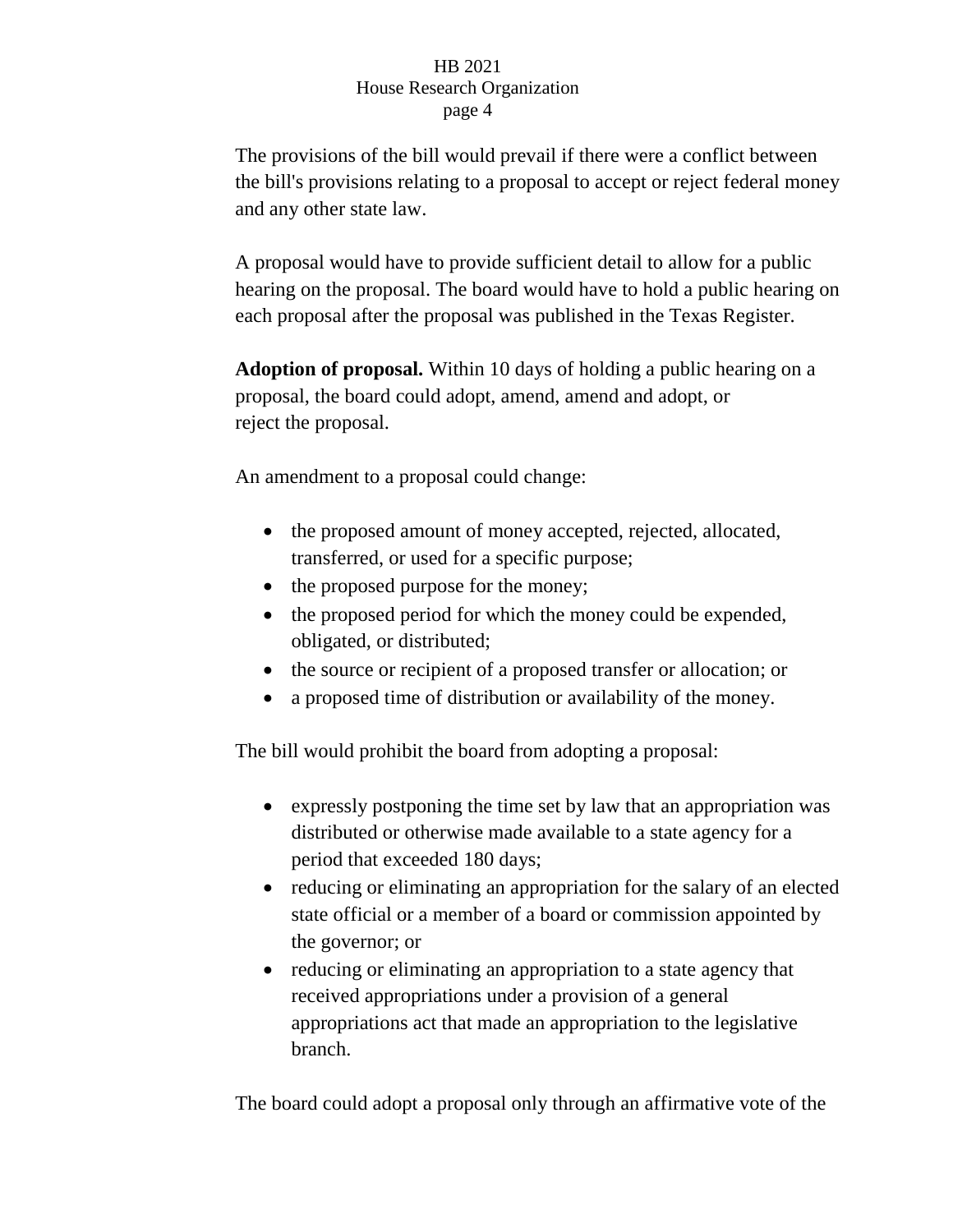The provisions of the bill would prevail if there were a conflict between the bill's provisions relating to a proposal to accept or reject federal money and any other state law.

A proposal would have to provide sufficient detail to allow for a public hearing on the proposal. The board would have to hold a public hearing on each proposal after the proposal was published in the Texas Register.

**Adoption of proposal.** Within 10 days of holding a public hearing on a proposal, the board could adopt, amend, amend and adopt, or reject the proposal.

An amendment to a proposal could change:

- the proposed amount of money accepted, rejected, allocated, transferred, or used for a specific purpose;
- the proposed purpose for the money;
- the proposed period for which the money could be expended, obligated, or distributed;
- the source or recipient of a proposed transfer or allocation; or
- a proposed time of distribution or availability of the money.

The bill would prohibit the board from adopting a proposal:

- expressly postponing the time set by law that an appropriation was distributed or otherwise made available to a state agency for a period that exceeded 180 days;
- reducing or eliminating an appropriation for the salary of an elected state official or a member of a board or commission appointed by the governor; or
- reducing or eliminating an appropriation to a state agency that received appropriations under a provision of a general appropriations act that made an appropriation to the legislative branch.

The board could adopt a proposal only through an affirmative vote of the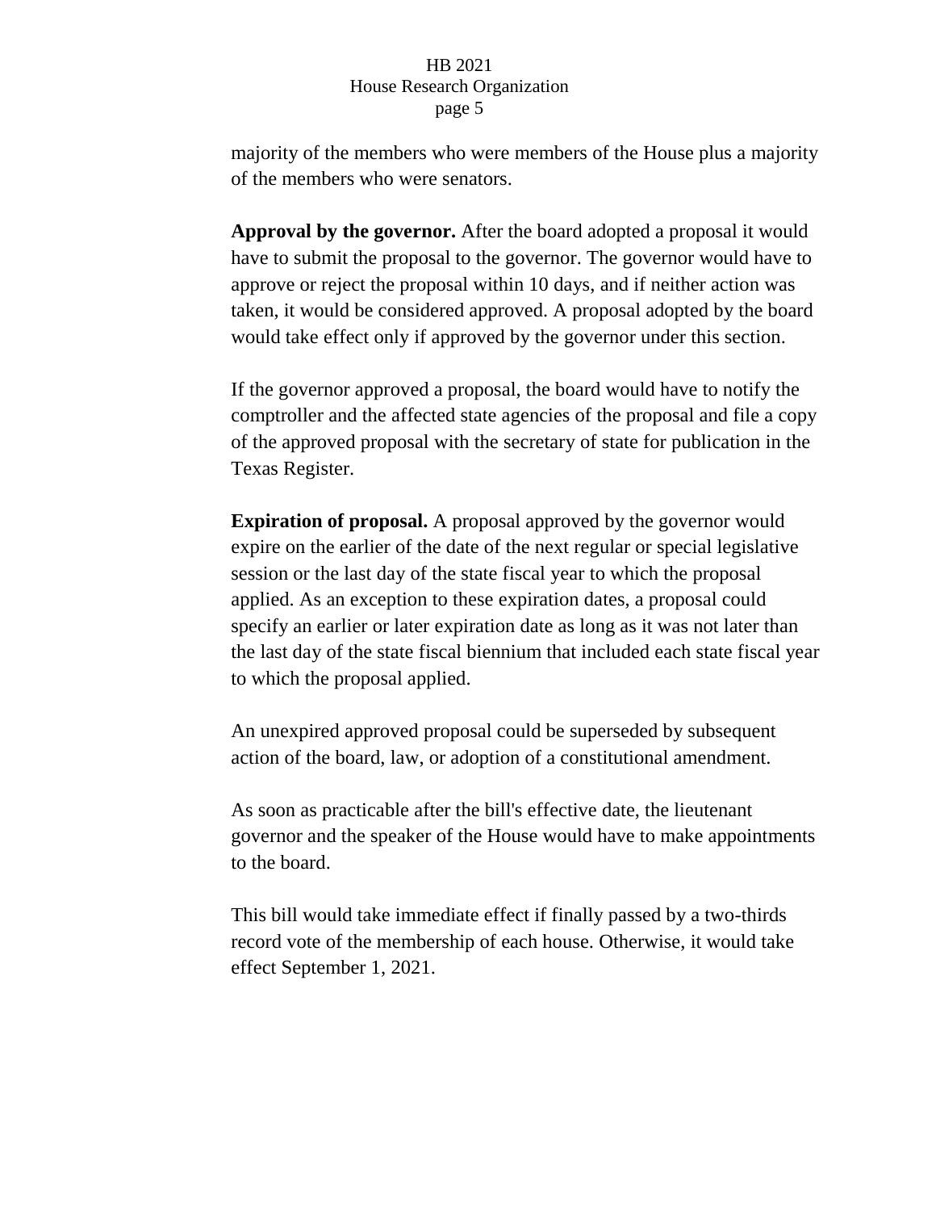majority of the members who were members of the House plus a majority of the members who were senators.

**Approval by the governor.** After the board adopted a proposal it would have to submit the proposal to the governor. The governor would have to approve or reject the proposal within 10 days, and if neither action was taken, it would be considered approved. A proposal adopted by the board would take effect only if approved by the governor under this section.

If the governor approved a proposal, the board would have to notify the comptroller and the affected state agencies of the proposal and file a copy of the approved proposal with the secretary of state for publication in the Texas Register.

**Expiration of proposal.** A proposal approved by the governor would expire on the earlier of the date of the next regular or special legislative session or the last day of the state fiscal year to which the proposal applied. As an exception to these expiration dates, a proposal could specify an earlier or later expiration date as long as it was not later than the last day of the state fiscal biennium that included each state fiscal year to which the proposal applied.

An unexpired approved proposal could be superseded by subsequent action of the board, law, or adoption of a constitutional amendment.

As soon as practicable after the bill's effective date, the lieutenant governor and the speaker of the House would have to make appointments to the board.

This bill would take immediate effect if finally passed by a two-thirds record vote of the membership of each house. Otherwise, it would take effect September 1, 2021.